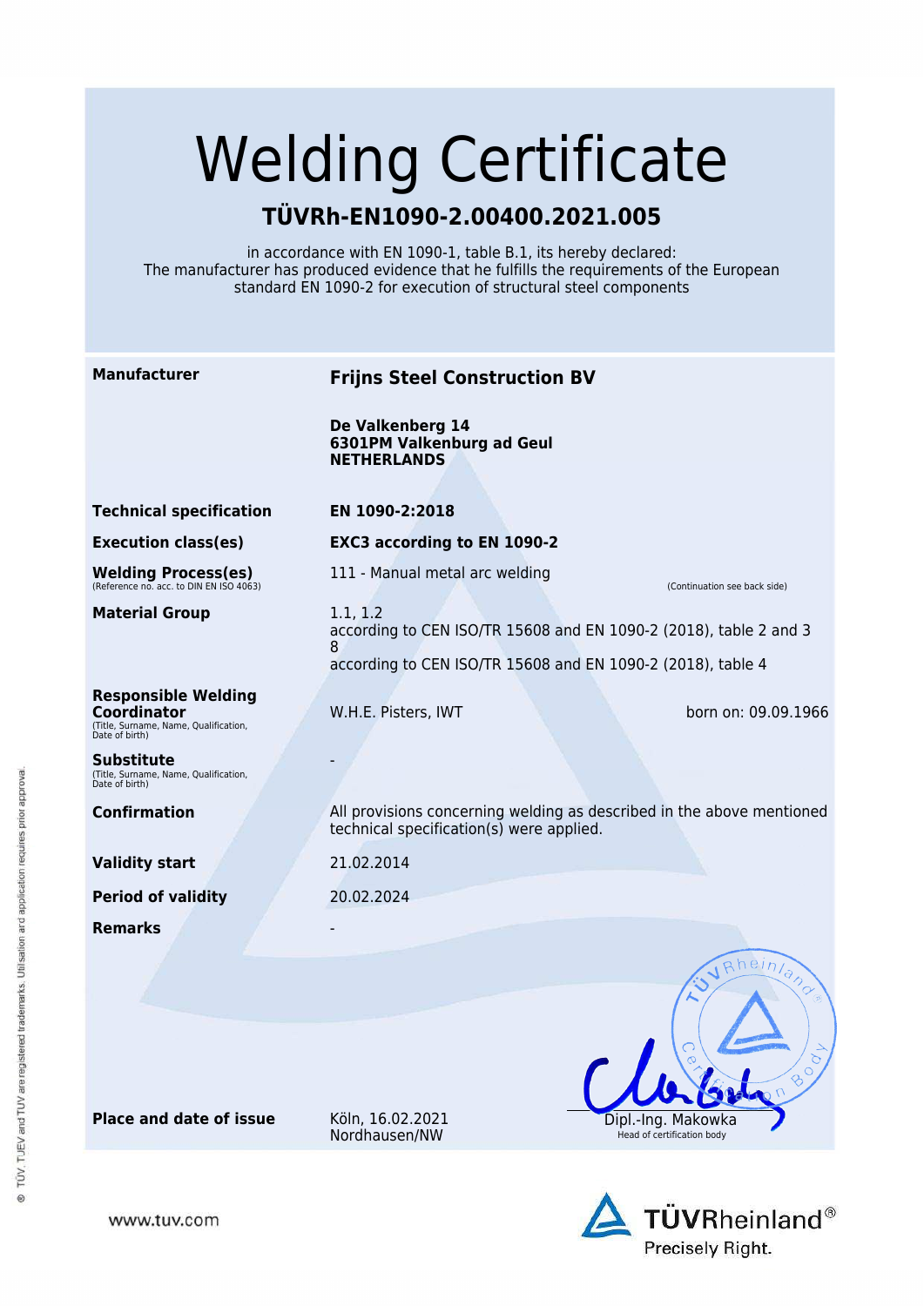# Welding Certificate

## TÜVRh-EN1090-2.00400.2021.005

in accordance with EN 1090-1, table B.1, its hereby declared:
The manufacturer has produced evidence that he fulfills the requirements of the European standard EN 1090-2 for execution of structural steel components

| | |
|---|---|
| **Manufacturer** | **Frijns Steel Construction BV**<br><br>**De Valkenberg 14**<br>**6301PM Valkenburg ad Geul**<br>**NETHERLANDS** |
| **Technical specification** | **EN 1090-2:2018** |
| **Execution class(es)** | **EXC3 according to EN 1090-2** |
| **Welding Process(es)**<br>(Reference no. acc. to DIN EN ISO 4063) | 111 - Manual metal arc welding<br>(Continuation see back side) |
| **Material Group** | 1.1, 1.2<br>according to CEN ISO/TR 15608 and EN 1090-2 (2018), table 2 and 3<br>8<br>according to CEN ISO/TR 15608 and EN 1090-2 (2018), table 4 |
| **Responsible Welding Coordinator**<br>(Title, Surname, Name, Qualification, Date of birth) | W.H.E. Pisters, IWT born on: 09.09.1966 |
| **Substitute**<br>(Title, Surname, Name, Qualification, Date of birth) | - |
| **Confirmation** | All provisions concerning welding as described in the above mentioned technical specification(s) were applied. |
| **Validity start** | 21.02.2014 |
| **Period of validity** | 20.02.2024 |
| **Remarks** | - |

**Place and date of issue** Köln, 16.02.2021
Nordhausen/NW

Dipl.-Ing. Makowka
Head of certification body

www.tuv.com

TÜVRheinland®
Precisely Right.

© TÜV, TUEV and TUV are registered trademarks. Utilisation and application requires prior approval.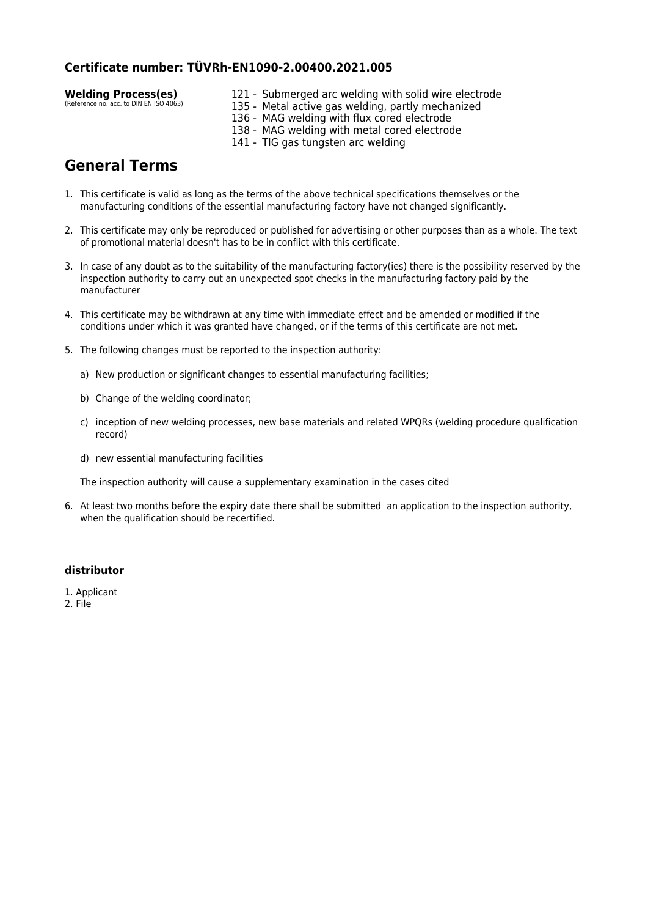**Certificate number: TÜVRh-EN1090-2.00400.2021.005**

**Welding Process(es)**
(Reference no. acc. to DIN EN ISO 4063)

121 - Submerged arc welding with solid wire electrode
135 - Metal active gas welding, partly mechanized
136 - MAG welding with flux cored electrode
138 - MAG welding with metal cored electrode
141 - TIG gas tungsten arc welding

## General Terms

1. This certificate is valid as long as the terms of the above technical specifications themselves or the manufacturing conditions of the essential manufacturing factory have not changed significantly.

2. This certificate may only be reproduced or published for advertising or other purposes than as a whole. The text of promotional material doesn't has to be in conflict with this certificate.

3. In case of any doubt as to the suitability of the manufacturing factory(ies) there is the possibility reserved by the inspection authority to carry out an unexpected spot checks in the manufacturing factory paid by the manufacturer

4. This certificate may be withdrawn at any time with immediate effect and be amended or modified if the conditions under which it was granted have changed, or if the terms of this certificate are not met.

5. The following changes must be reported to the inspection authority:

   a) New production or significant changes to essential manufacturing facilities;

   b) Change of the welding coordinator;

   c) inception of new welding processes, new base materials and related WPQRs (welding procedure qualification record)

   d) new essential manufacturing facilities

   The inspection authority will cause a supplementary examination in the cases cited

6. At least two months before the expiry date there shall be submitted an application to the inspection authority, when the qualification should be recertified.

**distributor**

1. Applicant
2. File